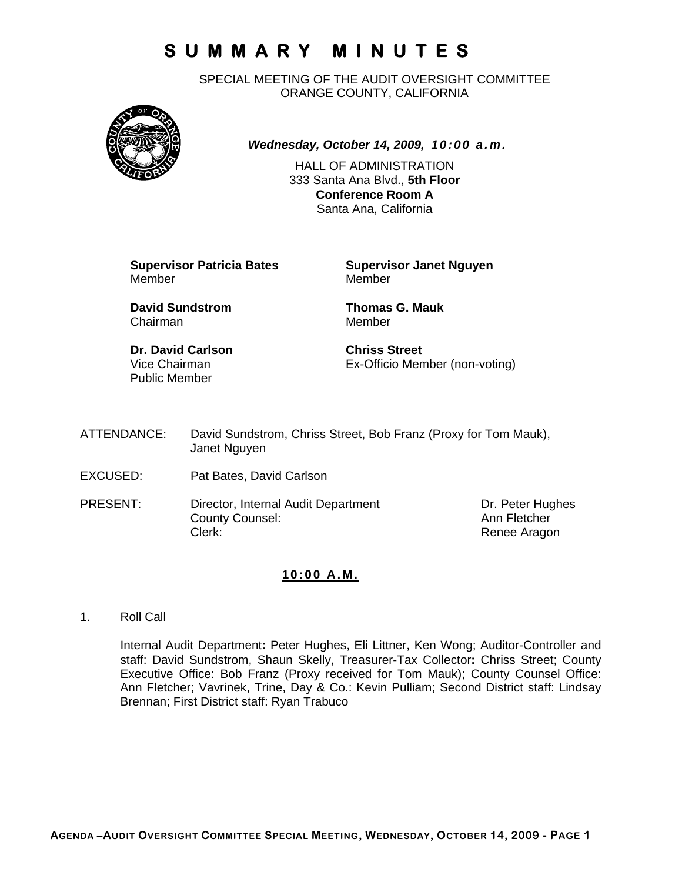# SUMMARY MINUTES

SPECIAL MEETING OF THE AUDIT OVERSIGHT COMMITTEE
ORANGE COUNTY, CALIFORNIA

***Wednesday, October 14, 2009, 10:00 a.m.***

HALL OF ADMINISTRATION
333 Santa Ana Blvd., **5th Floor**
**Conference Room A**
Santa Ana, California

**Supervisor Patricia Bates**
Member

**Supervisor Janet Nguyen**
Member

**David Sundstrom**
Chairman

**Thomas G. Mauk**
Member

**Dr. David Carlson**
Vice Chairman
Public Member

**Chriss Street**
Ex-Officio Member (non-voting)

| | | |
|---|---|---|
| ATTENDANCE: | David Sundstrom, Chriss Street, Bob Franz (Proxy for Tom Mauk), Janet Nguyen | |
| EXCUSED: | Pat Bates, David Carlson | |
| PRESENT: | Director, Internal Audit Department | Dr. Peter Hughes |
| | County Counsel: | Ann Fletcher |
| | Clerk: | Renee Aragon |

**10:00 A.M.**

1. Roll Call

   Internal Audit Department**:** Peter Hughes, Eli Littner, Ken Wong; Auditor-Controller and staff: David Sundstrom, Shaun Skelly, Treasurer-Tax Collector**:** Chriss Street; County Executive Office: Bob Franz (Proxy received for Tom Mauk); County Counsel Office: Ann Fletcher; Vavrinek, Trine, Day & Co.: Kevin Pulliam; Second District staff: Lindsay Brennan; First District staff: Ryan Trabuco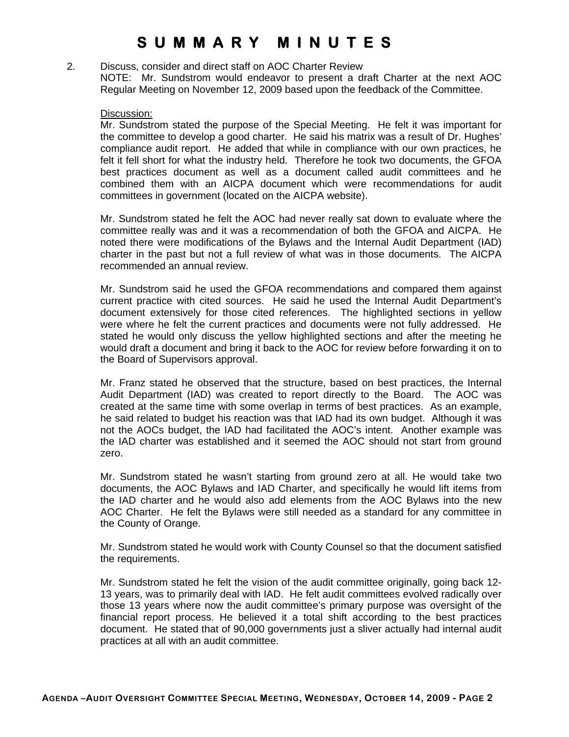# SUMMARY MINUTES

2. Discuss, consider and direct staff on AOC Charter Review
   NOTE: Mr. Sundstrom would endeavor to present a draft Charter at the next AOC Regular Meeting on November 12, 2009 based upon the feedback of the Committee.

   Discussion:
   Mr. Sundstrom stated the purpose of the Special Meeting. He felt it was important for the committee to develop a good charter. He said his matrix was a result of Dr. Hughes' compliance audit report. He added that while in compliance with our own practices, he felt it fell short for what the industry held. Therefore he took two documents, the GFOA best practices document as well as a document called audit committees and he combined them with an AICPA document which were recommendations for audit committees in government (located on the AICPA website).

   Mr. Sundstrom stated he felt the AOC had never really sat down to evaluate where the committee really was and it was a recommendation of both the GFOA and AICPA. He noted there were modifications of the Bylaws and the Internal Audit Department (IAD) charter in the past but not a full review of what was in those documents. The AICPA recommended an annual review.

   Mr. Sundstrom said he used the GFOA recommendations and compared them against current practice with cited sources. He said he used the Internal Audit Department's document extensively for those cited references. The highlighted sections in yellow were where he felt the current practices and documents were not fully addressed. He stated he would only discuss the yellow highlighted sections and after the meeting he would draft a document and bring it back to the AOC for review before forwarding it on to the Board of Supervisors approval.

   Mr. Franz stated he observed that the structure, based on best practices, the Internal Audit Department (IAD) was created to report directly to the Board. The AOC was created at the same time with some overlap in terms of best practices. As an example, he said related to budget his reaction was that IAD had its own budget. Although it was not the AOCs budget, the IAD had facilitated the AOC's intent. Another example was the IAD charter was established and it seemed the AOC should not start from ground zero.

   Mr. Sundstrom stated he wasn't starting from ground zero at all. He would take two documents, the AOC Bylaws and IAD Charter, and specifically he would lift items from the IAD charter and he would also add elements from the AOC Bylaws into the new AOC Charter. He felt the Bylaws were still needed as a standard for any committee in the County of Orange.

   Mr. Sundstrom stated he would work with County Counsel so that the document satisfied the requirements.

   Mr. Sundstrom stated he felt the vision of the audit committee originally, going back 12-13 years, was to primarily deal with IAD. He felt audit committees evolved radically over those 13 years where now the audit committee's primary purpose was oversight of the financial report process. He believed it a total shift according to the best practices document. He stated that of 90,000 governments just a sliver actually had internal audit practices at all with an audit committee.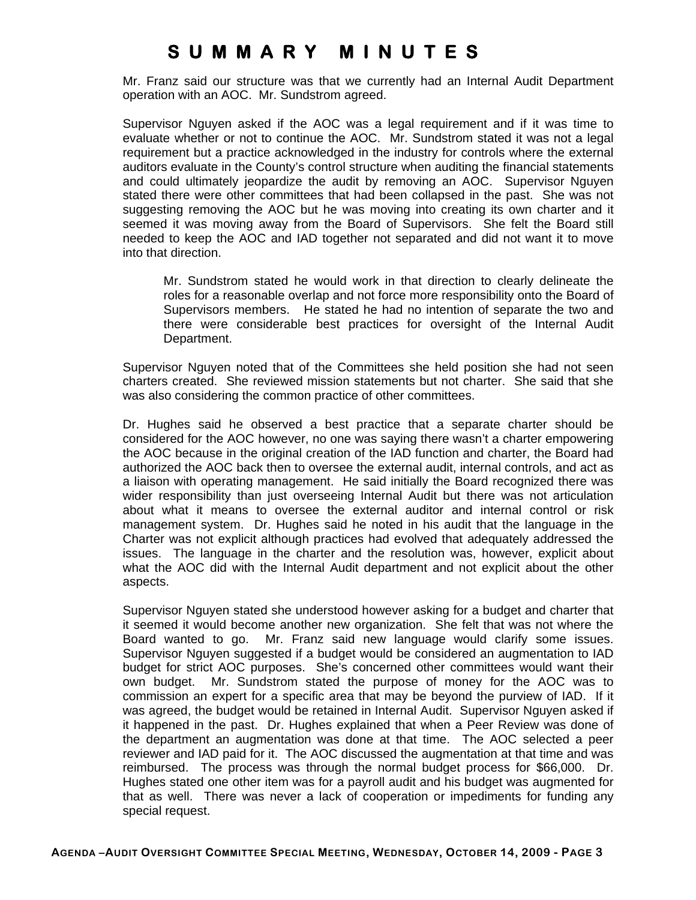# SUMMARY MINUTES

Mr. Franz said our structure was that we currently had an Internal Audit Department operation with an AOC. Mr. Sundstrom agreed.

Supervisor Nguyen asked if the AOC was a legal requirement and if it was time to evaluate whether or not to continue the AOC. Mr. Sundstrom stated it was not a legal requirement but a practice acknowledged in the industry for controls where the external auditors evaluate in the County's control structure when auditing the financial statements and could ultimately jeopardize the audit by removing an AOC. Supervisor Nguyen stated there were other committees that had been collapsed in the past. She was not suggesting removing the AOC but he was moving into creating its own charter and it seemed it was moving away from the Board of Supervisors. She felt the Board still needed to keep the AOC and IAD together not separated and did not want it to move into that direction.

> Mr. Sundstrom stated he would work in that direction to clearly delineate the roles for a reasonable overlap and not force more responsibility onto the Board of Supervisors members. He stated he had no intention of separate the two and there were considerable best practices for oversight of the Internal Audit Department.

Supervisor Nguyen noted that of the Committees she held position she had not seen charters created. She reviewed mission statements but not charter. She said that she was also considering the common practice of other committees.

Dr. Hughes said he observed a best practice that a separate charter should be considered for the AOC however, no one was saying there wasn't a charter empowering the AOC because in the original creation of the IAD function and charter, the Board had authorized the AOC back then to oversee the external audit, internal controls, and act as a liaison with operating management. He said initially the Board recognized there was wider responsibility than just overseeing Internal Audit but there was not articulation about what it means to oversee the external auditor and internal control or risk management system. Dr. Hughes said he noted in his audit that the language in the Charter was not explicit although practices had evolved that adequately addressed the issues. The language in the charter and the resolution was, however, explicit about what the AOC did with the Internal Audit department and not explicit about the other aspects.

Supervisor Nguyen stated she understood however asking for a budget and charter that it seemed it would become another new organization. She felt that was not where the Board wanted to go. Mr. Franz said new language would clarify some issues. Supervisor Nguyen suggested if a budget would be considered an augmentation to IAD budget for strict AOC purposes. She's concerned other committees would want their own budget. Mr. Sundstrom stated the purpose of money for the AOC was to commission an expert for a specific area that may be beyond the purview of IAD. If it was agreed, the budget would be retained in Internal Audit. Supervisor Nguyen asked if it happened in the past. Dr. Hughes explained that when a Peer Review was done of the department an augmentation was done at that time. The AOC selected a peer reviewer and IAD paid for it. The AOC discussed the augmentation at that time and was reimbursed. The process was through the normal budget process for $66,000. Dr. Hughes stated one other item was for a payroll audit and his budget was augmented for that as well. There was never a lack of cooperation or impediments for funding any special request.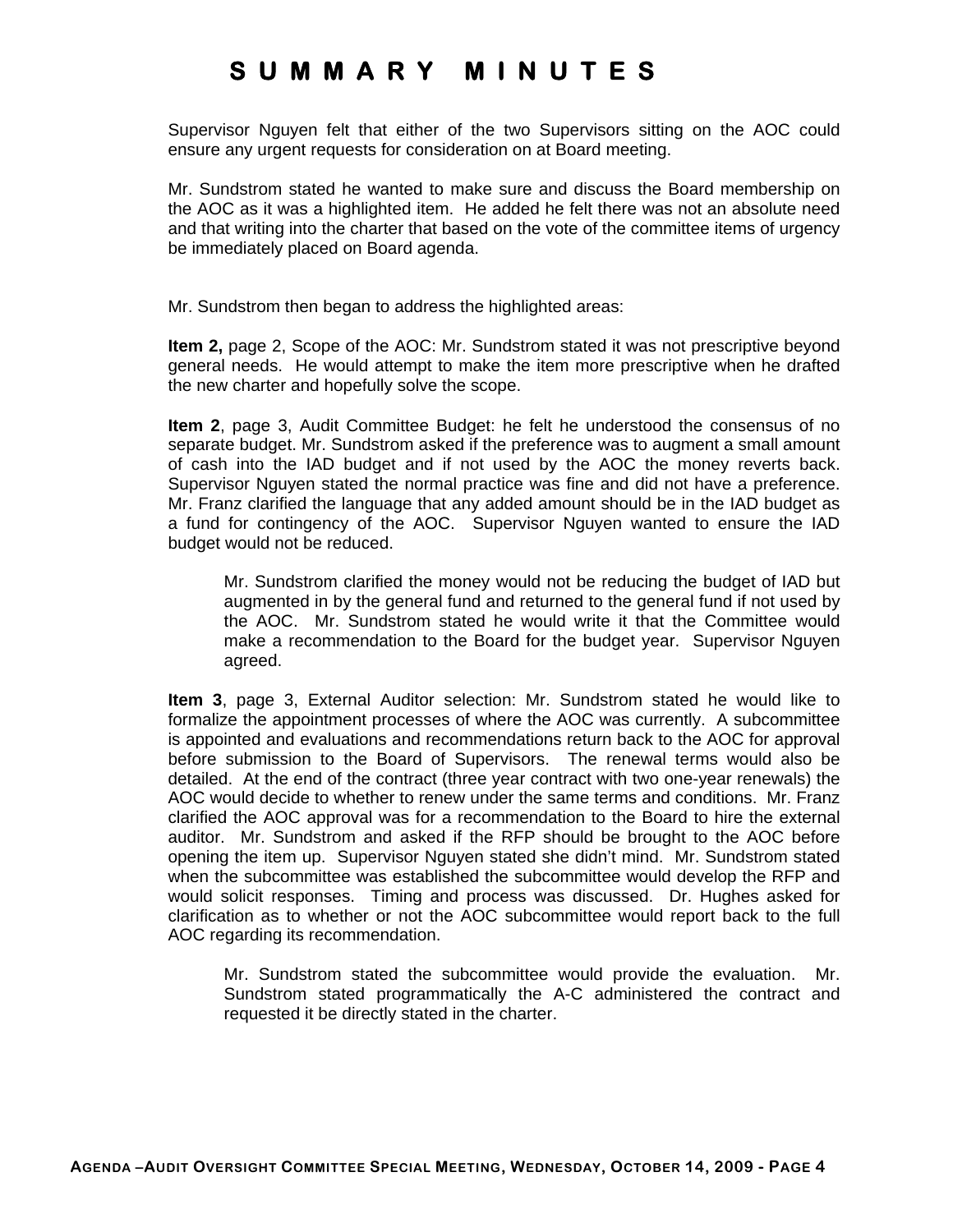# SUMMARY MINUTES

Supervisor Nguyen felt that either of the two Supervisors sitting on the AOC could ensure any urgent requests for consideration on at Board meeting.

Mr. Sundstrom stated he wanted to make sure and discuss the Board membership on the AOC as it was a highlighted item. He added he felt there was not an absolute need and that writing into the charter that based on the vote of the committee items of urgency be immediately placed on Board agenda.

Mr. Sundstrom then began to address the highlighted areas:

**Item 2,** page 2, Scope of the AOC: Mr. Sundstrom stated it was not prescriptive beyond general needs. He would attempt to make the item more prescriptive when he drafted the new charter and hopefully solve the scope.

**Item 2**, page 3, Audit Committee Budget: he felt he understood the consensus of no separate budget. Mr. Sundstrom asked if the preference was to augment a small amount of cash into the IAD budget and if not used by the AOC the money reverts back. Supervisor Nguyen stated the normal practice was fine and did not have a preference. Mr. Franz clarified the language that any added amount should be in the IAD budget as a fund for contingency of the AOC. Supervisor Nguyen wanted to ensure the IAD budget would not be reduced.

> Mr. Sundstrom clarified the money would not be reducing the budget of IAD but augmented in by the general fund and returned to the general fund if not used by the AOC. Mr. Sundstrom stated he would write it that the Committee would make a recommendation to the Board for the budget year. Supervisor Nguyen agreed.

**Item 3**, page 3, External Auditor selection: Mr. Sundstrom stated he would like to formalize the appointment processes of where the AOC was currently. A subcommittee is appointed and evaluations and recommendations return back to the AOC for approval before submission to the Board of Supervisors. The renewal terms would also be detailed. At the end of the contract (three year contract with two one-year renewals) the AOC would decide to whether to renew under the same terms and conditions. Mr. Franz clarified the AOC approval was for a recommendation to the Board to hire the external auditor. Mr. Sundstrom and asked if the RFP should be brought to the AOC before opening the item up. Supervisor Nguyen stated she didn't mind. Mr. Sundstrom stated when the subcommittee was established the subcommittee would develop the RFP and would solicit responses. Timing and process was discussed. Dr. Hughes asked for clarification as to whether or not the AOC subcommittee would report back to the full AOC regarding its recommendation.

> Mr. Sundstrom stated the subcommittee would provide the evaluation. Mr. Sundstrom stated programmatically the A-C administered the contract and requested it be directly stated in the charter.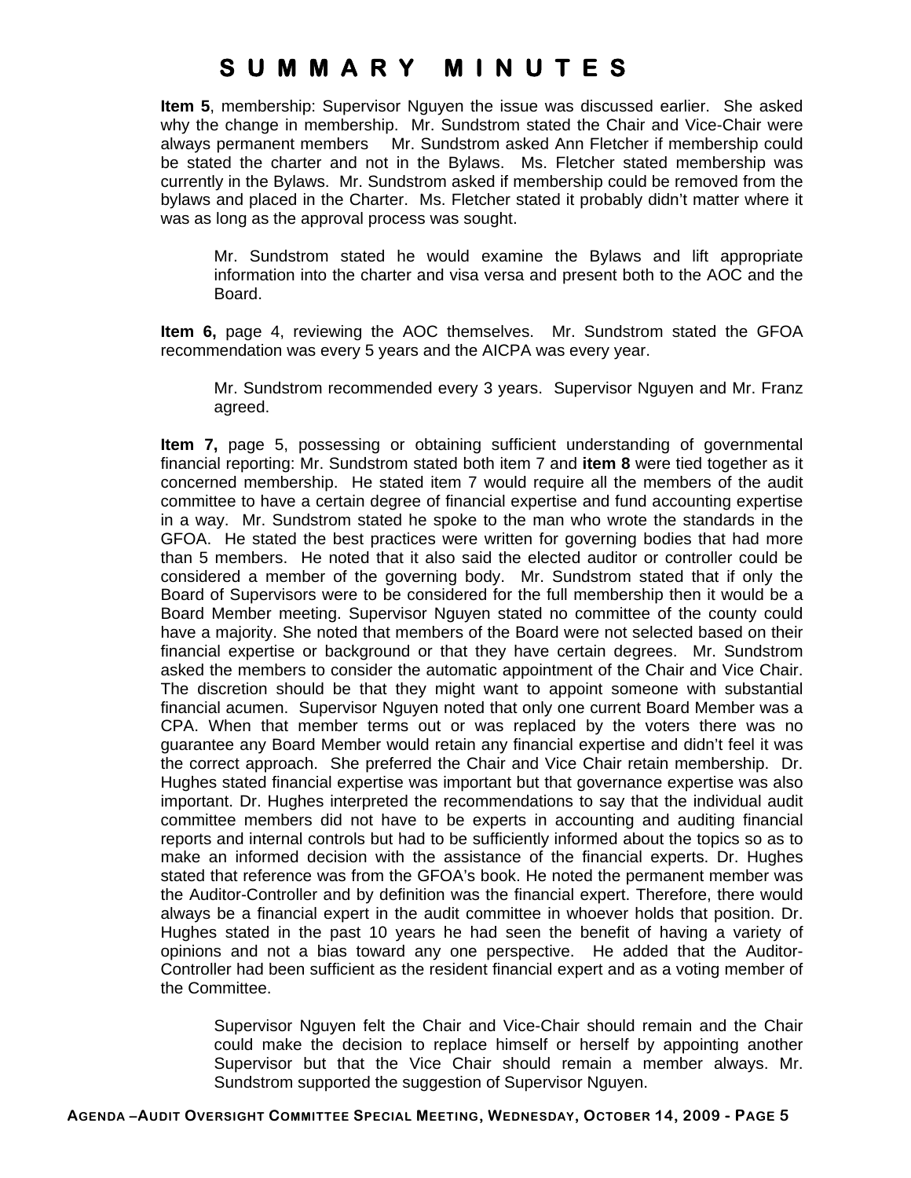# SUMMARY MINUTES

**Item 5**, membership: Supervisor Nguyen the issue was discussed earlier. She asked why the change in membership. Mr. Sundstrom stated the Chair and Vice-Chair were always permanent members Mr. Sundstrom asked Ann Fletcher if membership could be stated the charter and not in the Bylaws. Ms. Fletcher stated membership was currently in the Bylaws. Mr. Sundstrom asked if membership could be removed from the bylaws and placed in the Charter. Ms. Fletcher stated it probably didn't matter where it was as long as the approval process was sought.

> Mr. Sundstrom stated he would examine the Bylaws and lift appropriate information into the charter and visa versa and present both to the AOC and the Board.

**Item 6,** page 4, reviewing the AOC themselves. Mr. Sundstrom stated the GFOA recommendation was every 5 years and the AICPA was every year.

> Mr. Sundstrom recommended every 3 years. Supervisor Nguyen and Mr. Franz agreed.

**Item 7,** page 5, possessing or obtaining sufficient understanding of governmental financial reporting: Mr. Sundstrom stated both item 7 and **item 8** were tied together as it concerned membership. He stated item 7 would require all the members of the audit committee to have a certain degree of financial expertise and fund accounting expertise in a way. Mr. Sundstrom stated he spoke to the man who wrote the standards in the GFOA. He stated the best practices were written for governing bodies that had more than 5 members. He noted that it also said the elected auditor or controller could be considered a member of the governing body. Mr. Sundstrom stated that if only the Board of Supervisors were to be considered for the full membership then it would be a Board Member meeting. Supervisor Nguyen stated no committee of the county could have a majority. She noted that members of the Board were not selected based on their financial expertise or background or that they have certain degrees. Mr. Sundstrom asked the members to consider the automatic appointment of the Chair and Vice Chair. The discretion should be that they might want to appoint someone with substantial financial acumen. Supervisor Nguyen noted that only one current Board Member was a CPA. When that member terms out or was replaced by the voters there was no guarantee any Board Member would retain any financial expertise and didn't feel it was the correct approach. She preferred the Chair and Vice Chair retain membership. Dr. Hughes stated financial expertise was important but that governance expertise was also important. Dr. Hughes interpreted the recommendations to say that the individual audit committee members did not have to be experts in accounting and auditing financial reports and internal controls but had to be sufficiently informed about the topics so as to make an informed decision with the assistance of the financial experts. Dr. Hughes stated that reference was from the GFOA's book. He noted the permanent member was the Auditor-Controller and by definition was the financial expert. Therefore, there would always be a financial expert in the audit committee in whoever holds that position. Dr. Hughes stated in the past 10 years he had seen the benefit of having a variety of opinions and not a bias toward any one perspective. He added that the Auditor-Controller had been sufficient as the resident financial expert and as a voting member of the Committee.

> Supervisor Nguyen felt the Chair and Vice-Chair should remain and the Chair could make the decision to replace himself or herself by appointing another Supervisor but that the Vice Chair should remain a member always. Mr. Sundstrom supported the suggestion of Supervisor Nguyen.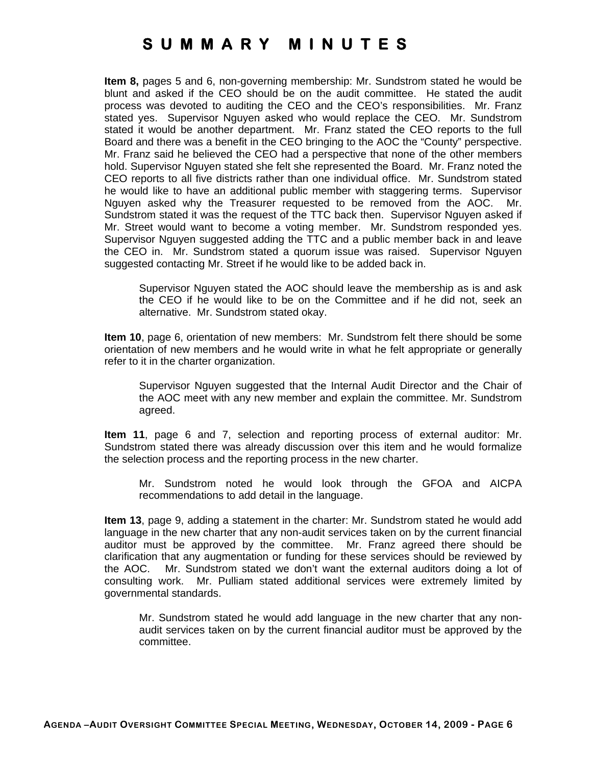# SUMMARY MINUTES

**Item 8,** pages 5 and 6, non-governing membership: Mr. Sundstrom stated he would be blunt and asked if the CEO should be on the audit committee. He stated the audit process was devoted to auditing the CEO and the CEO's responsibilities. Mr. Franz stated yes. Supervisor Nguyen asked who would replace the CEO. Mr. Sundstrom stated it would be another department. Mr. Franz stated the CEO reports to the full Board and there was a benefit in the CEO bringing to the AOC the "County" perspective. Mr. Franz said he believed the CEO had a perspective that none of the other members hold. Supervisor Nguyen stated she felt she represented the Board. Mr. Franz noted the CEO reports to all five districts rather than one individual office. Mr. Sundstrom stated he would like to have an additional public member with staggering terms. Supervisor Nguyen asked why the Treasurer requested to be removed from the AOC. Mr. Sundstrom stated it was the request of the TTC back then. Supervisor Nguyen asked if Mr. Street would want to become a voting member. Mr. Sundstrom responded yes. Supervisor Nguyen suggested adding the TTC and a public member back in and leave the CEO in. Mr. Sundstrom stated a quorum issue was raised. Supervisor Nguyen suggested contacting Mr. Street if he would like to be added back in.

> Supervisor Nguyen stated the AOC should leave the membership as is and ask the CEO if he would like to be on the Committee and if he did not, seek an alternative. Mr. Sundstrom stated okay.

**Item 10**, page 6, orientation of new members: Mr. Sundstrom felt there should be some orientation of new members and he would write in what he felt appropriate or generally refer to it in the charter organization.

> Supervisor Nguyen suggested that the Internal Audit Director and the Chair of the AOC meet with any new member and explain the committee. Mr. Sundstrom agreed.

**Item 11**, page 6 and 7, selection and reporting process of external auditor: Mr. Sundstrom stated there was already discussion over this item and he would formalize the selection process and the reporting process in the new charter.

> Mr. Sundstrom noted he would look through the GFOA and AICPA recommendations to add detail in the language.

**Item 13**, page 9, adding a statement in the charter: Mr. Sundstrom stated he would add language in the new charter that any non-audit services taken on by the current financial auditor must be approved by the committee. Mr. Franz agreed there should be clarification that any augmentation or funding for these services should be reviewed by the AOC. Mr. Sundstrom stated we don't want the external auditors doing a lot of consulting work. Mr. Pulliam stated additional services were extremely limited by governmental standards.

> Mr. Sundstrom stated he would add language in the new charter that any non-audit services taken on by the current financial auditor must be approved by the committee.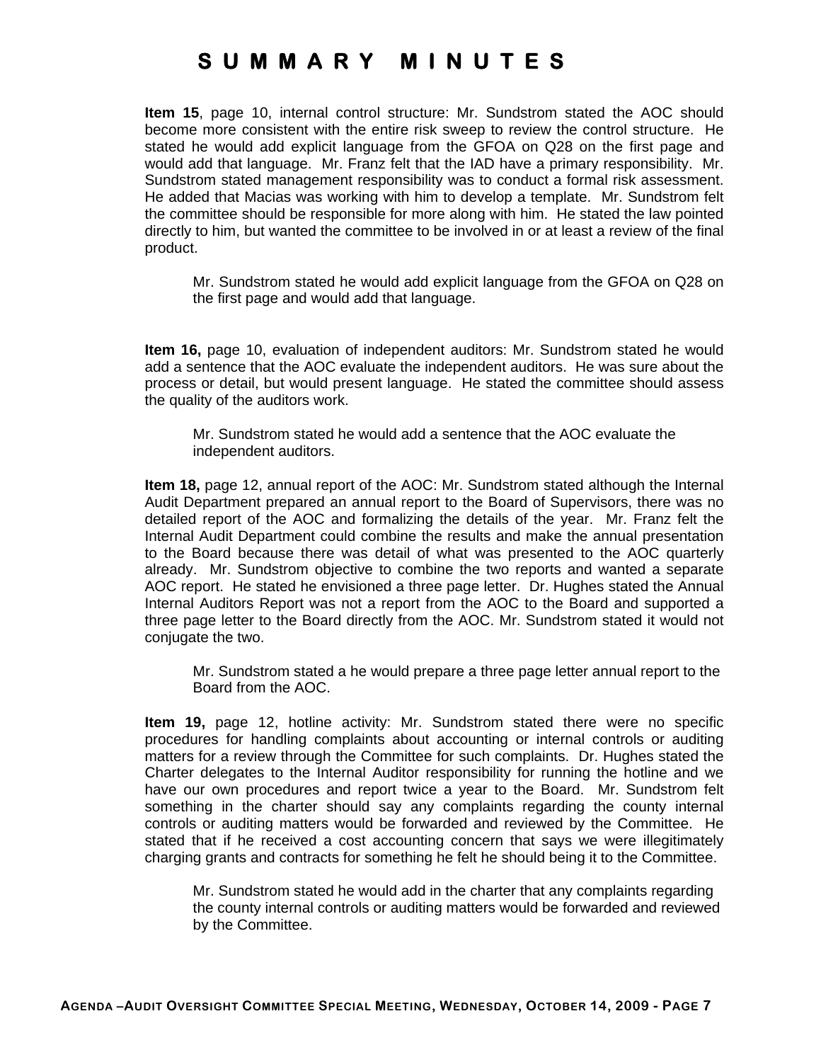# SUMMARY MINUTES

**Item 15**, page 10, internal control structure: Mr. Sundstrom stated the AOC should become more consistent with the entire risk sweep to review the control structure. He stated he would add explicit language from the GFOA on Q28 on the first page and would add that language. Mr. Franz felt that the IAD have a primary responsibility. Mr. Sundstrom stated management responsibility was to conduct a formal risk assessment. He added that Macias was working with him to develop a template. Mr. Sundstrom felt the committee should be responsible for more along with him. He stated the law pointed directly to him, but wanted the committee to be involved in or at least a review of the final product.

> Mr. Sundstrom stated he would add explicit language from the GFOA on Q28 on the first page and would add that language.

**Item 16,** page 10, evaluation of independent auditors: Mr. Sundstrom stated he would add a sentence that the AOC evaluate the independent auditors. He was sure about the process or detail, but would present language. He stated the committee should assess the quality of the auditors work.

> Mr. Sundstrom stated he would add a sentence that the AOC evaluate the independent auditors.

**Item 18,** page 12, annual report of the AOC: Mr. Sundstrom stated although the Internal Audit Department prepared an annual report to the Board of Supervisors, there was no detailed report of the AOC and formalizing the details of the year. Mr. Franz felt the Internal Audit Department could combine the results and make the annual presentation to the Board because there was detail of what was presented to the AOC quarterly already. Mr. Sundstrom objective to combine the two reports and wanted a separate AOC report. He stated he envisioned a three page letter. Dr. Hughes stated the Annual Internal Auditors Report was not a report from the AOC to the Board and supported a three page letter to the Board directly from the AOC. Mr. Sundstrom stated it would not conjugate the two.

> Mr. Sundstrom stated a he would prepare a three page letter annual report to the Board from the AOC.

**Item 19,** page 12, hotline activity: Mr. Sundstrom stated there were no specific procedures for handling complaints about accounting or internal controls or auditing matters for a review through the Committee for such complaints. Dr. Hughes stated the Charter delegates to the Internal Auditor responsibility for running the hotline and we have our own procedures and report twice a year to the Board. Mr. Sundstrom felt something in the charter should say any complaints regarding the county internal controls or auditing matters would be forwarded and reviewed by the Committee. He stated that if he received a cost accounting concern that says we were illegitimately charging grants and contracts for something he felt he should being it to the Committee.

> Mr. Sundstrom stated he would add in the charter that any complaints regarding the county internal controls or auditing matters would be forwarded and reviewed by the Committee.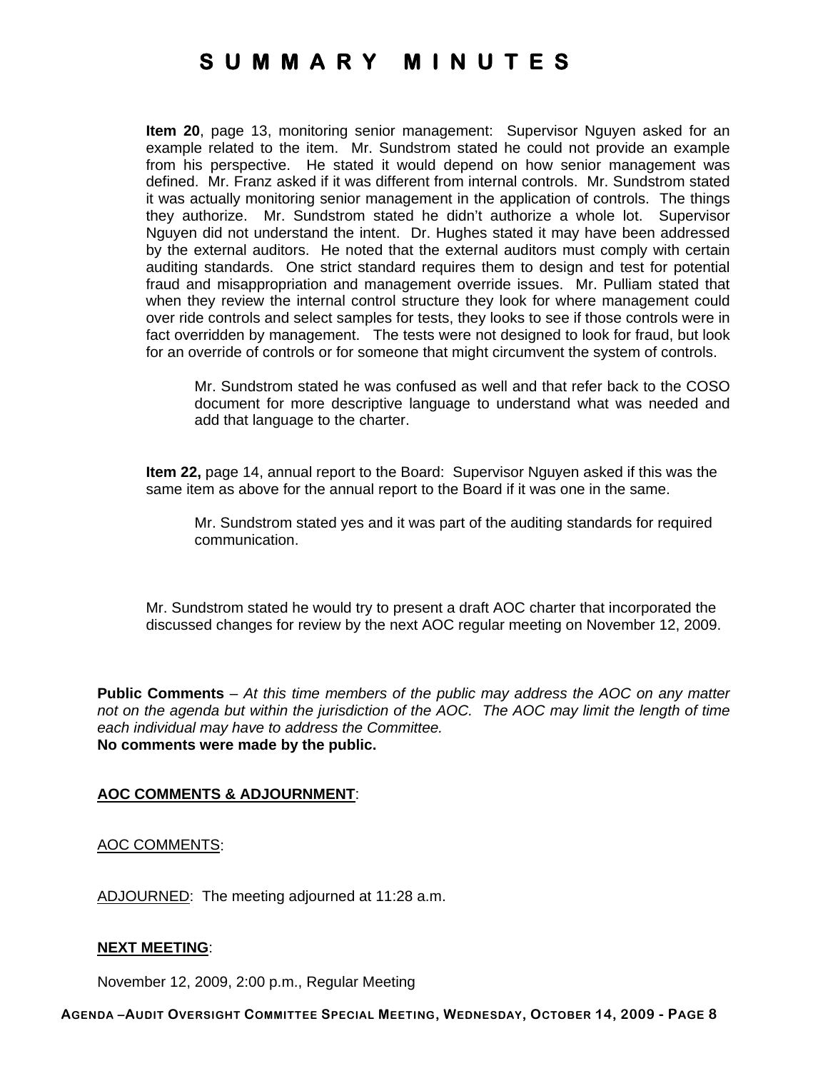**Item 20**, page 13, monitoring senior management: Supervisor Nguyen asked for an example related to the item. Mr. Sundstrom stated he could not provide an example from his perspective. He stated it would depend on how senior management was defined. Mr. Franz asked if it was different from internal controls. Mr. Sundstrom stated it was actually monitoring senior management in the application of controls. The things they authorize. Mr. Sundstrom stated he didn't authorize a whole lot. Supervisor Nguyen did not understand the intent. Dr. Hughes stated it may have been addressed by the external auditors. He noted that the external auditors must comply with certain auditing standards. One strict standard requires them to design and test for potential fraud and misappropriation and management override issues. Mr. Pulliam stated that when they review the internal control structure they look for where management could over ride controls and select samples for tests, they looks to see if those controls were in fact overridden by management. The tests were not designed to look for fraud, but look for an override of controls or for someone that might circumvent the system of controls.

> Mr. Sundstrom stated he was confused as well and that refer back to the COSO document for more descriptive language to understand what was needed and add that language to the charter.

**Item 22,** page 14, annual report to the Board: Supervisor Nguyen asked if this was the same item as above for the annual report to the Board if it was one in the same.

> Mr. Sundstrom stated yes and it was part of the auditing standards for required communication.

Mr. Sundstrom stated he would try to present a draft AOC charter that incorporated the discussed changes for review by the next AOC regular meeting on November 12, 2009.

**Public Comments** – *At this time members of the public may address the AOC on any matter not on the agenda but within the jurisdiction of the AOC. The AOC may limit the length of time each individual may have to address the Committee.*
**No comments were made by the public.**

**AOC COMMENTS & ADJOURNMENT**:

AOC COMMENTS:

ADJOURNED: The meeting adjourned at 11:28 a.m.

**NEXT MEETING**:

November 12, 2009, 2:00 p.m., Regular Meeting